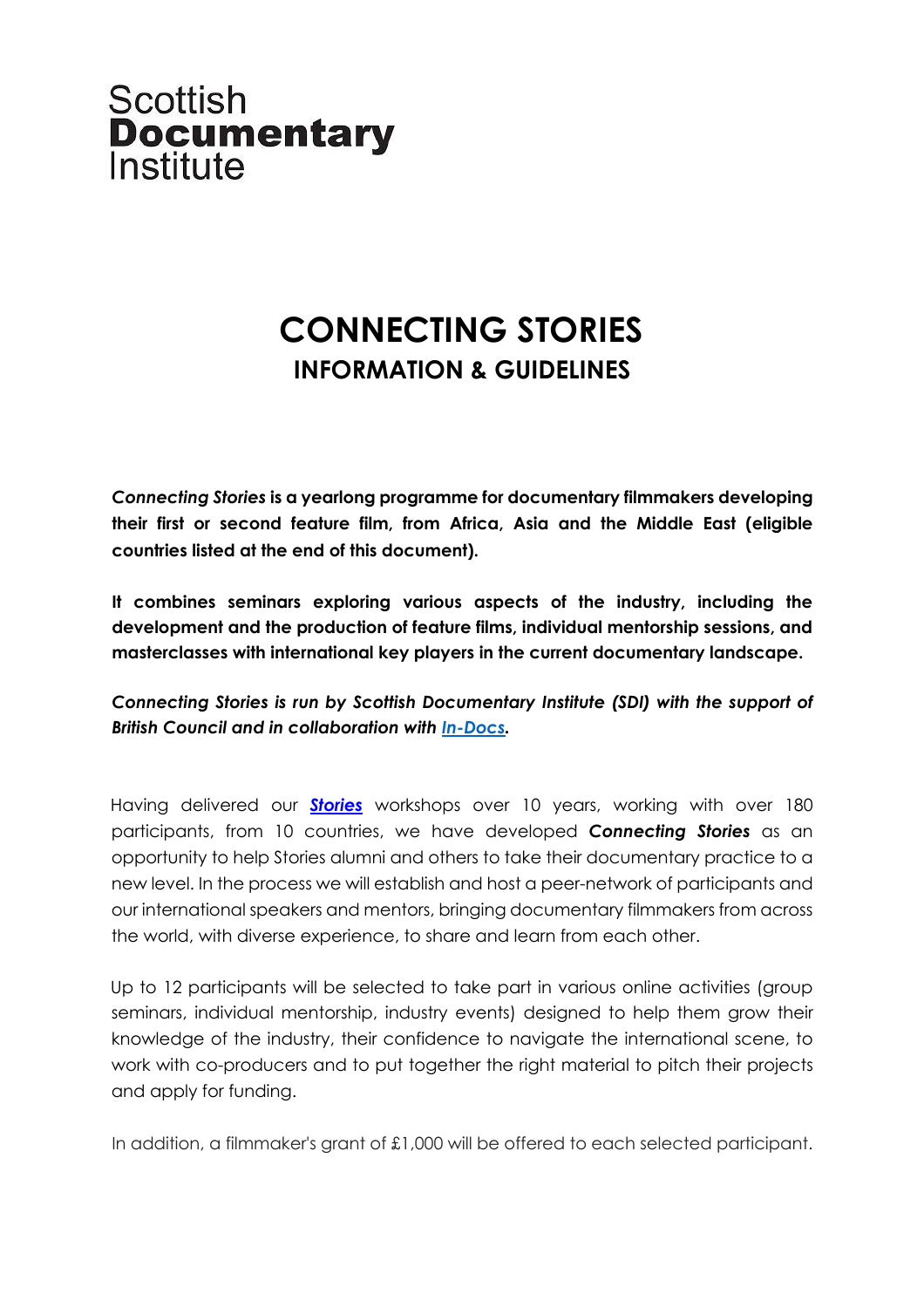Scottish
**Documentary**
Institute

# CONNECTING STORIES
## INFORMATION & GUIDELINES

***Connecting Stories*** **is a yearlong programme for documentary filmmakers developing their first or second feature film, from Africa, Asia and the Middle East (eligible countries listed at the end of this document).**

**It combines seminars exploring various aspects of the industry, including the development and the production of feature films, individual mentorship sessions, and masterclasses with international key players in the current documentary landscape.**

***Connecting Stories is run by Scottish Documentary Institute (SDI) with the support of British Council and in collaboration with In-Docs.***

Having delivered our ***Stories*** workshops over 10 years, working with over 180 participants, from 10 countries, we have developed ***Connecting Stories*** as an opportunity to help Stories alumni and others to take their documentary practice to a new level. In the process we will establish and host a peer-network of participants and our international speakers and mentors, bringing documentary filmmakers from across the world, with diverse experience, to share and learn from each other.

Up to 12 participants will be selected to take part in various online activities (group seminars, individual mentorship, industry events) designed to help them grow their knowledge of the industry, their confidence to navigate the international scene, to work with co-producers and to put together the right material to pitch their projects and apply for funding.

In addition, a filmmaker's grant of £1,000 will be offered to each selected participant.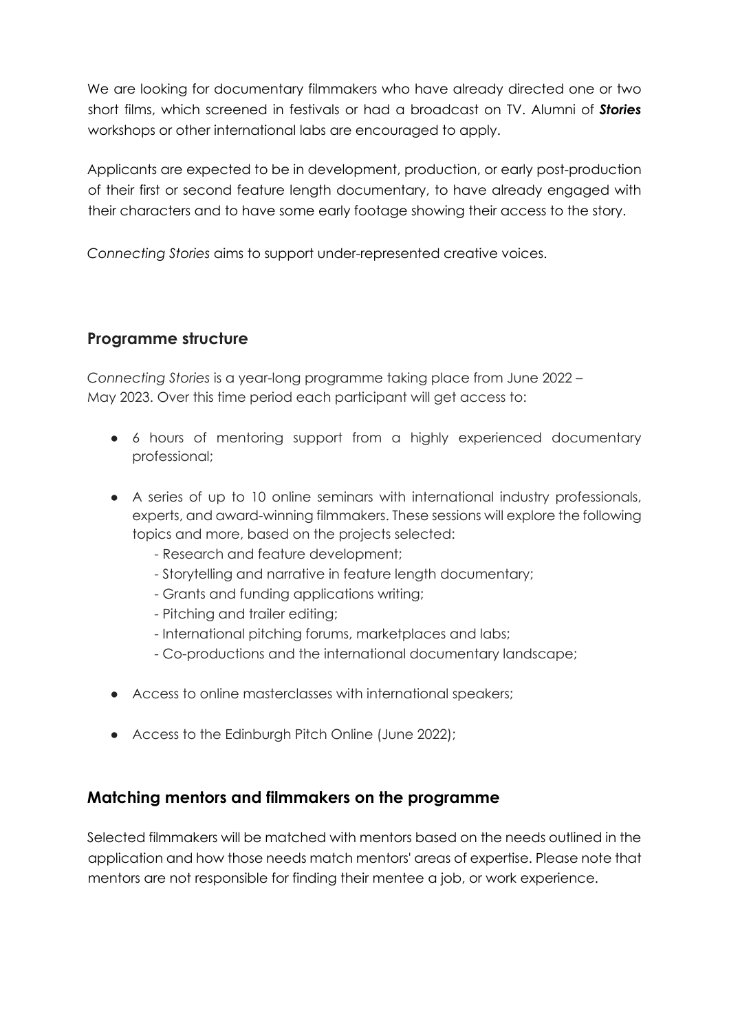We are looking for documentary filmmakers who have already directed one or two short films, which screened in festivals or had a broadcast on TV. Alumni of ***Stories*** workshops or other international labs are encouraged to apply.

Applicants are expected to be in development, production, or early post-production of their first or second feature length documentary, to have already engaged with their characters and to have some early footage showing their access to the story.

*Connecting Stories* aims to support under-represented creative voices.

## Programme structure

*Connecting Stories* is a year-long programme taking place from June 2022 – May 2023. Over this time period each participant will get access to:

- 6 hours of mentoring support from a highly experienced documentary professional;
- A series of up to 10 online seminars with international industry professionals, experts, and award-winning filmmakers. These sessions will explore the following topics and more, based on the projects selected:
    - Research and feature development;
    - Storytelling and narrative in feature length documentary;
    - Grants and funding applications writing;
    - Pitching and trailer editing;
    - International pitching forums, marketplaces and labs;
    - Co-productions and the international documentary landscape;
- Access to online masterclasses with international speakers;
- Access to the Edinburgh Pitch Online (June 2022);

## Matching mentors and filmmakers on the programme

Selected filmmakers will be matched with mentors based on the needs outlined in the application and how those needs match mentors' areas of expertise. Please note that mentors are not responsible for finding their mentee a job, or work experience.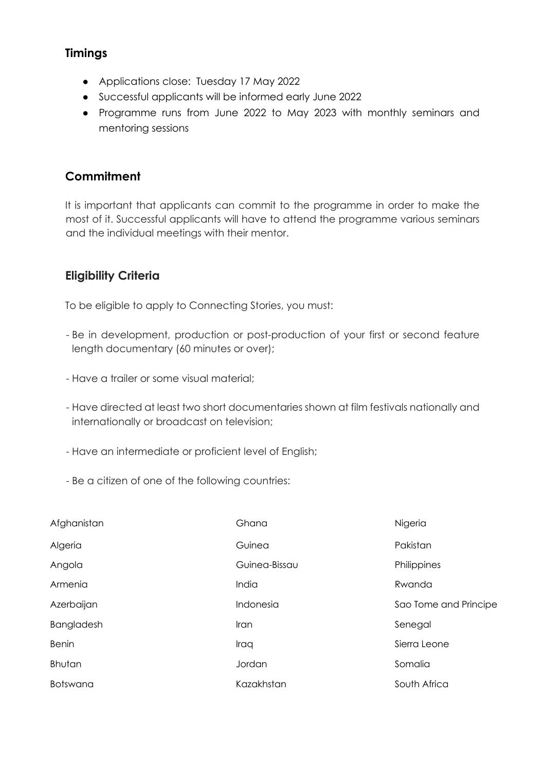## Timings

- Applications close: Tuesday 17 May 2022
- Successful applicants will be informed early June 2022
- Programme runs from June 2022 to May 2023 with monthly seminars and mentoring sessions

## Commitment

It is important that applicants can commit to the programme in order to make the most of it. Successful applicants will have to attend the programme various seminars and the individual meetings with their mentor.

## Eligibility Criteria

To be eligible to apply to Connecting Stories, you must:

- Be in development, production or post-production of your first or second feature length documentary (60 minutes or over);

- Have a trailer or some visual material;

- Have directed at least two short documentaries shown at film festivals nationally and internationally or broadcast on television;

- Have an intermediate or proficient level of English;

- Be a citizen of one of the following countries:

| | | |
|---|---|---|
| Afghanistan | Ghana | Nigeria |
| Algeria | Guinea | Pakistan |
| Angola | Guinea-Bissau | Philippines |
| Armenia | India | Rwanda |
| Azerbaijan | Indonesia | Sao Tome and Principe |
| Bangladesh | Iran | Senegal |
| Benin | Iraq | Sierra Leone |
| Bhutan | Jordan | Somalia |
| Botswana | Kazakhstan | South Africa |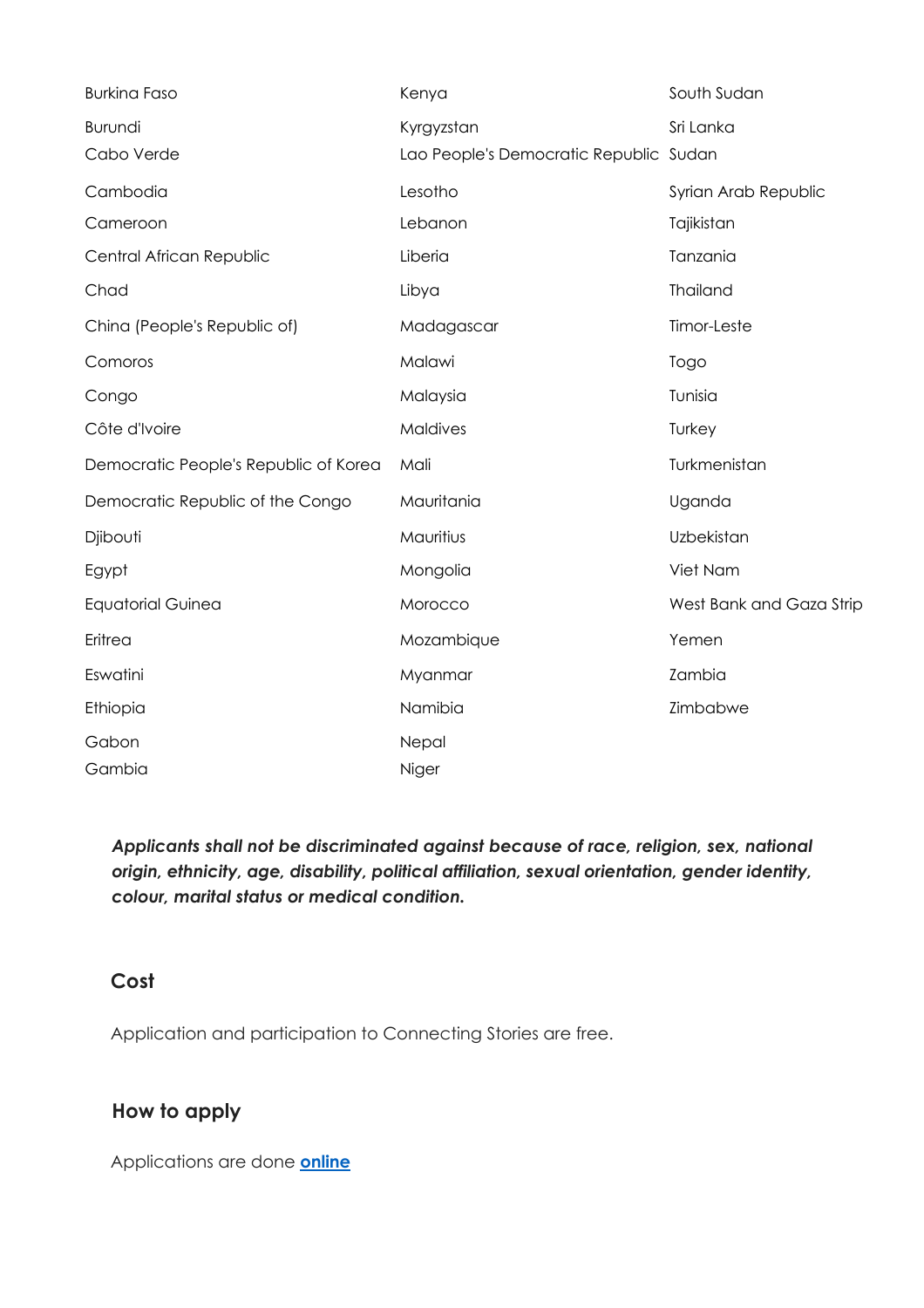Burkina Faso
Burundi
Cabo Verde
Cambodia
Cameroon
Central African Republic
Chad
China (People's Republic of)
Comoros
Congo
Côte d'Ivoire
Democratic People's Republic of Korea
Democratic Republic of the Congo
Djibouti
Egypt
Equatorial Guinea
Eritrea
Eswatini
Ethiopia
Gabon
Gambia
Kenya
Kyrgyzstan
Lao People's Democratic Republic
Lesotho
Lebanon
Liberia
Libya
Madagascar
Malawi
Malaysia
Maldives
Mali
Mauritania
Mauritius
Mongolia
Morocco
Mozambique
Myanmar
Namibia
Nepal
Niger
South Sudan
Sri Lanka
Sudan
Syrian Arab Republic
Tajikistan
Tanzania
Thailand
Timor-Leste
Togo
Tunisia
Turkey
Turkmenistan
Uganda
Uzbekistan
Viet Nam
West Bank and Gaza Strip
Yemen
Zambia
Zimbabwe

***Applicants shall not be discriminated against because of race, religion, sex, national origin, ethnicity, age, disability, political affiliation, sexual orientation, gender identity, colour, marital status or medical condition.***

## Cost

Application and participation to Connecting Stories are free.

## How to apply

Applications are done **online**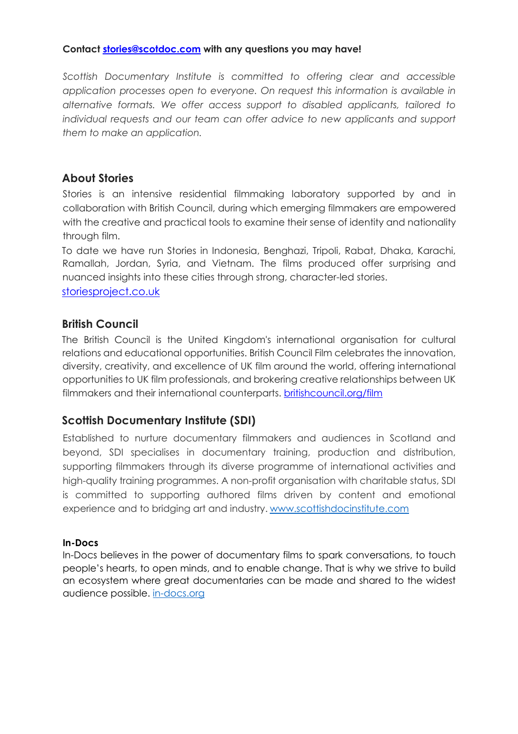**Contact [stories@scotdoc.com](mailto:stories@scotdoc.com) with any questions you may have!**

*Scottish Documentary Institute is committed to offering clear and accessible application processes open to everyone. On request this information is available in alternative formats. We offer access support to disabled applicants, tailored to individual requests and our team can offer advice to new applicants and support them to make an application.*

## About Stories

Stories is an intensive residential filmmaking laboratory supported by and in collaboration with British Council, during which emerging filmmakers are empowered with the creative and practical tools to examine their sense of identity and nationality through film.

To date we have run Stories in Indonesia, Benghazi, Tripoli, Rabat, Dhaka, Karachi, Ramallah, Jordan, Syria, and Vietnam. The films produced offer surprising and nuanced insights into these cities through strong, character-led stories.

[storiesproject.co.uk](storiesproject.co.uk)

## British Council

The British Council is the United Kingdom's international organisation for cultural relations and educational opportunities. British Council Film celebrates the innovation, diversity, creativity, and excellence of UK film around the world, offering international opportunities to UK film professionals, and brokering creative relationships between UK filmmakers and their international counterparts. [britishcouncil.org/film](britishcouncil.org/film)

## Scottish Documentary Institute (SDI)

Established to nurture documentary filmmakers and audiences in Scotland and beyond, SDI specialises in documentary training, production and distribution, supporting filmmakers through its diverse programme of international activities and high-quality training programmes. A non-profit organisation with charitable status, SDI is committed to supporting authored films driven by content and emotional experience and to bridging art and industry. [www.scottishdocinstitute.com](www.scottishdocinstitute.com)

### In-Docs

In-Docs believes in the power of documentary films to spark conversations, to touch people's hearts, to open minds, and to enable change. That is why we strive to build an ecosystem where great documentaries can be made and shared to the widest audience possible. [in-docs.org](in-docs.org)